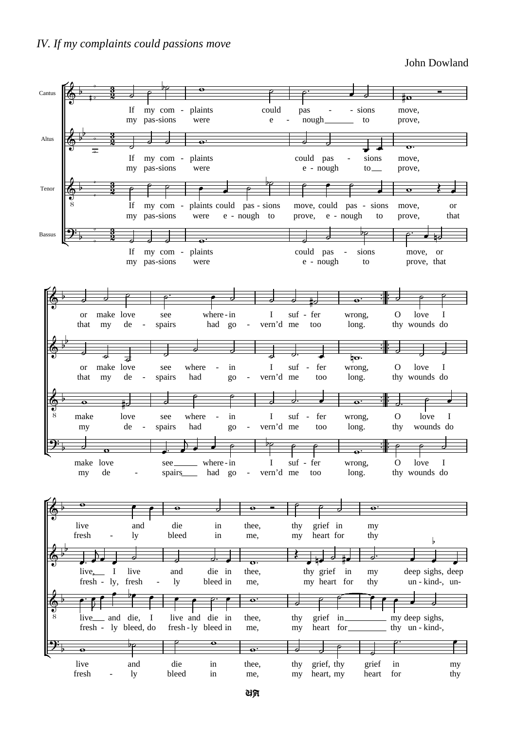*IV. If my complaints could passions move*

John Dowland

Cantus

If my com - plaints could pas - - sions move, or make love see where - in I suf - fer wrong,
my pas-sions were e - nough to prove, that my de - spairs had go - vern'd me too long.

O love I live and die in thee, thy grief in my
thy wounds do fresh - ly bleed in me, my heart for thy

Altus

If my com - plaints could pas - sions move, or make love see where - in I suf - fer wrong,
my pas-sions were e - nough to prove, that my de - spairs had go - vern'd me too long.

O love I live, I live and die in thee, thy grief in my deep sighs, deep
thy wounds do fresh - ly, fresh - ly bleed in me, my heart for thy un - kind-, un-

Tenor

If my com - plaints could pas - sions move, could pas - sions move, or make love see where - in I suf - fer wrong,
my pas-sions were e - nough to prove, e - nough to prove, that my de - spairs had go - vern'd me too long.

O love I live and die, I live and die in thee, thy grief in my deep sighs,
thy wounds do fresh - ly bleed, do fresh - ly bleed in me, my heart for thy un - kind-,

Bassus

If my com - plaints could pas - sions move, or make love see where - in I suf - fer wrong,
my pas-sions were e - nough to prove, that my de - spairs had go - vern'd me too long.

O love I live and die in thee, thy grief, thy grief in my
thy wounds do fresh - ly bleed in me, my heart, my heart for thy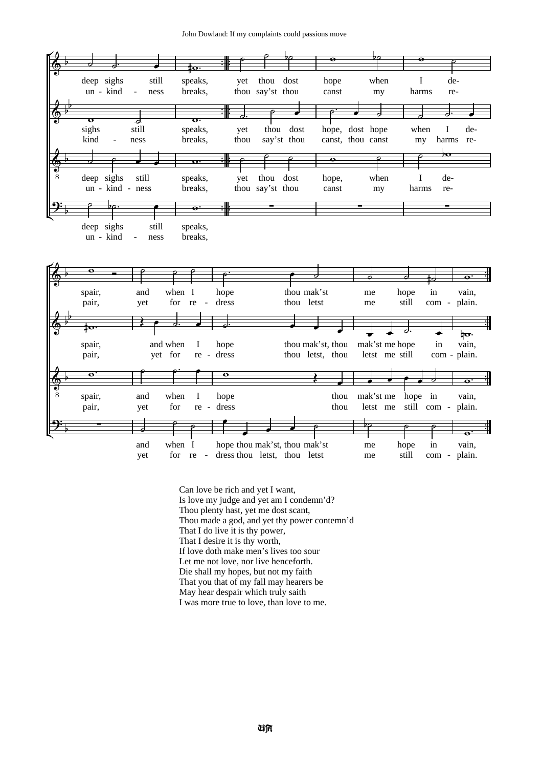Can love be rich and yet I want,
Is love my judge and yet am I condemn'd?
Thou plenty hast, yet me dost scant,
Thou made a god, and yet thy power contemn'd
That I do live it is thy power,
That I desire it is thy worth,
If love doth make men's lives too sour
Let me not love, nor live henceforth.
Die shall my hopes, but not my faith
That you that of my fall may hearers be
May hear despair which truly saith
I was more true to love, than love to me.